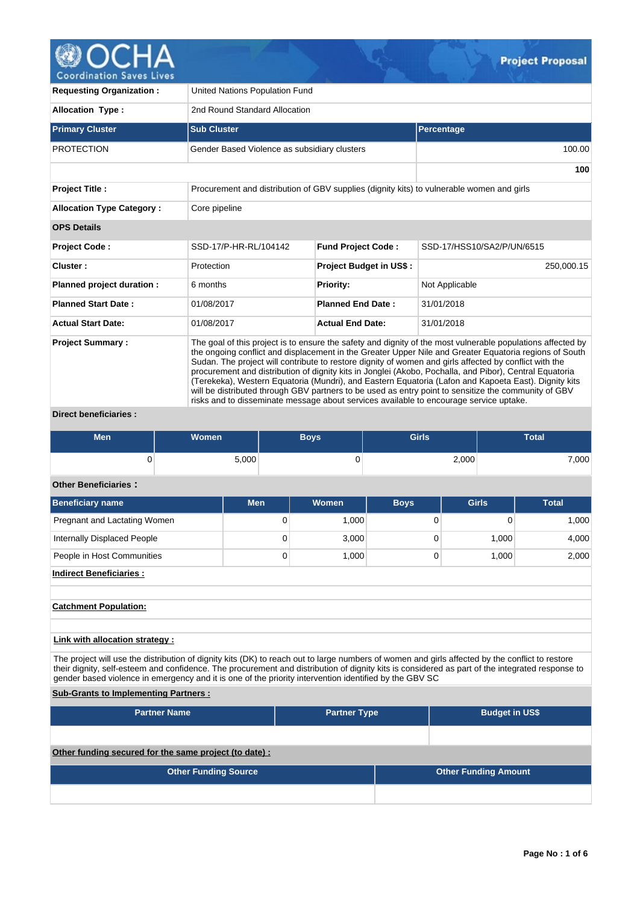# Project Proposal

| | | | |
|---|---|---|---|
| **Requesting Organization :** | United Nations Population Fund | | |
| **Allocation Type :** | 2nd Round Standard Allocation | | |

| Primary Cluster | Sub Cluster | Percentage |
|---|---|---|
| PROTECTION | Gender Based Violence as subsidiary clusters | 100.00 |
| | | **100** |

| | |
|---|---|
| **Project Title :** | Procurement and distribution of GBV supplies (dignity kits) to vulnerable women and girls |
| **Allocation Type Category :** | Core pipeline |

**OPS Details**

| | | | |
|---|---|---|---|
| **Project Code :** | SSD-17/P-HR-RL/104142 | **Fund Project Code :** | SSD-17/HSS10/SA2/P/UN/6515 |
| **Cluster :** | Protection | **Project Budget in US$ :** | 250,000.15 |
| **Planned project duration :** | 6 months | **Priority:** | Not Applicable |
| **Planned Start Date :** | 01/08/2017 | **Planned End Date :** | 31/01/2018 |
| **Actual Start Date:** | 01/08/2017 | **Actual End Date:** | 31/01/2018 |

**Project Summary :**

The goal of this project is to ensure the safety and dignity of the most vulnerable populations affected by the ongoing conflict and displacement in the Greater Upper Nile and Greater Equatoria regions of South Sudan. The project will contribute to restore dignity of women and girls affected by conflict with the procurement and distribution of dignity kits in Jonglei (Akobo, Pochalla, and Pibor), Central Equatoria (Terekeka), Western Equatoria (Mundri), and Eastern Equatoria (Lafon and Kapoeta East). Dignity kits will be distributed through GBV partners to be used as entry point to sensitize the community of GBV risks and to disseminate message about services available to encourage service uptake.

**Direct beneficiaries :**

| Men | Women | Boys | Girls | Total |
|---|---|---|---|---|
| 0 | 5,000 | 0 | 2,000 | 7,000 |

**Other Beneficiaries :**

| Beneficiary name | Men | Women | Boys | Girls | Total |
|---|---|---|---|---|---|
| Pregnant and Lactating Women | 0 | 1,000 | 0 | 0 | 1,000 |
| Internally Displaced People | 0 | 3,000 | 0 | 1,000 | 4,000 |
| People in Host Communities | 0 | 1,000 | 0 | 1,000 | 2,000 |

**Indirect Beneficiaries :**

**Catchment Population:**

**Link with allocation strategy :**

The project will use the distribution of dignity kits (DK) to reach out to large numbers of women and girls affected by the conflict to restore their dignity, self-esteem and confidence. The procurement and distribution of dignity kits is considered as part of the integrated response to gender based violence in emergency and it is one of the priority intervention identified by the GBV SC

**Sub-Grants to Implementing Partners :**

| Partner Name | Partner Type | Budget in US$ |
|---|---|---|
| | | |

**Other funding secured for the same project (to date) :**

| Other Funding Source | Other Funding Amount |
|---|---|
| | |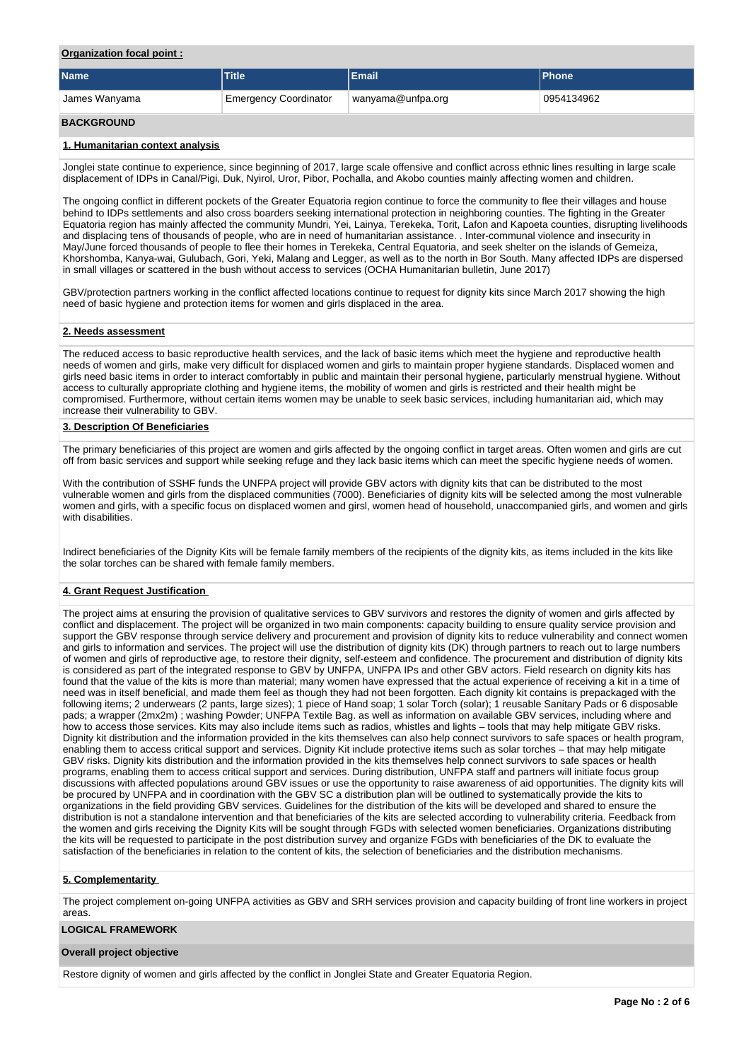**Organization focal point :**

| Name | Title | Email | Phone |
| --- | --- | --- | --- |
| James Wanyama | Emergency Coordinator | wanyama@unfpa.org | 0954134962 |

## BACKGROUND

### 1. Humanitarian context analysis

Jonglei state continue to experience, since beginning of 2017, large scale offensive and conflict across ethnic lines resulting in large scale displacement of IDPs in Canal/Pigi, Duk, Nyirol, Uror, Pibor, Pochalla, and Akobo counties mainly affecting women and children.

The ongoing conflict in different pockets of the Greater Equatoria region continue to force the community to flee their villages and house behind to IDPs settlements and also cross boarders seeking international protection in neighboring counties. The fighting in the Greater Equatoria region has mainly affected the community Mundri, Yei, Lainya, Terekeka, Torit, Lafon and Kapoeta counties, disrupting livelihoods and displacing tens of thousands of people, who are in need of humanitarian assistance. . Inter-communal violence and insecurity in May/June forced thousands of people to flee their homes in Terekeka, Central Equatoria, and seek shelter on the islands of Gemeiza, Khorshomba, Kanya-wai, Gulubach, Gori, Yeki, Malang and Legger, as well as to the north in Bor South. Many affected IDPs are dispersed in small villages or scattered in the bush without access to services (OCHA Humanitarian bulletin, June 2017)

GBV/protection partners working in the conflict affected locations continue to request for dignity kits since March 2017 showing the high need of basic hygiene and protection items for women and girls displaced in the area.

### 2. Needs assessment

The reduced access to basic reproductive health services, and the lack of basic items which meet the hygiene and reproductive health needs of women and girls, make very difficult for displaced women and girls to maintain proper hygiene standards. Displaced women and girls need basic items in order to interact comfortably in public and maintain their personal hygiene, particularly menstrual hygiene. Without access to culturally appropriate clothing and hygiene items, the mobility of women and girls is restricted and their health might be compromised. Furthermore, without certain items women may be unable to seek basic services, including humanitarian aid, which may increase their vulnerability to GBV.

### 3. Description Of Beneficiaries

The primary beneficiaries of this project are women and girls affected by the ongoing conflict in target areas. Often women and girls are cut off from basic services and support while seeking refuge and they lack basic items which can meet the specific hygiene needs of women.

With the contribution of SSHF funds the UNFPA project will provide GBV actors with dignity kits that can be distributed to the most vulnerable women and girls from the displaced communities (7000). Beneficiaries of dignity kits will be selected among the most vulnerable women and girls, with a specific focus on displaced women and girsl, women head of household, unaccompanied girls, and women and girls with disabilities.

Indirect beneficiaries of the Dignity Kits will be female family members of the recipients of the dignity kits, as items included in the kits like the solar torches can be shared with female family members.

### 4. Grant Request Justification

The project aims at ensuring the provision of qualitative services to GBV survivors and restores the dignity of women and girls affected by conflict and displacement. The project will be organized in two main components: capacity building to ensure quality service provision and support the GBV response through service delivery and procurement and provision of dignity kits to reduce vulnerability and connect women and girls to information and services. The project will use the distribution of dignity kits (DK) through partners to reach out to large numbers of women and girls of reproductive age, to restore their dignity, self-esteem and confidence. The procurement and distribution of dignity kits is considered as part of the integrated response to GBV by UNFPA, UNFPA IPs and other GBV actors. Field research on dignity kits has found that the value of the kits is more than material; many women have expressed that the actual experience of receiving a kit in a time of need was in itself beneficial, and made them feel as though they had not been forgotten. Each dignity kit contains is prepackaged with the following items; 2 underwears (2 pants, large sizes); 1 piece of Hand soap; 1 solar Torch (solar); 1 reusable Sanitary Pads or 6 disposable pads; a wrapper (2mx2m) ; washing Powder; UNFPA Textile Bag. as well as information on available GBV services, including where and how to access those services. Kits may also include items such as radios, whistles and lights – tools that may help mitigate GBV risks. Dignity kit distribution and the information provided in the kits themselves can also help connect survivors to safe spaces or health program, enabling them to access critical support and services. Dignity Kit include protective items such as solar torches – that may help mitigate GBV risks. Dignity kits distribution and the information provided in the kits themselves help connect survivors to safe spaces or health programs, enabling them to access critical support and services. During distribution, UNFPA staff and partners will initiate focus group discussions with affected populations around GBV issues or use the opportunity to raise awareness of aid opportunities. The dignity kits will be procured by UNFPA and in coordination with the GBV SC a distribution plan will be outlined to systematically provide the kits to organizations in the field providing GBV services. Guidelines for the distribution of the kits will be developed and shared to ensure the distribution is not a standalone intervention and that beneficiaries of the kits are selected according to vulnerability criteria. Feedback from the women and girls receiving the Dignity Kits will be sought through FGDs with selected women beneficiaries. Organizations distributing the kits will be requested to participate in the post distribution survey and organize FGDs with beneficiaries of the DK to evaluate the satisfaction of the beneficiaries in relation to the content of kits, the selection of beneficiaries and the distribution mechanisms.

### 5. Complementarity

The project complement on-going UNFPA activities as GBV and SRH services provision and capacity building of front line workers in project areas.

## LOGICAL FRAMEWORK

### Overall project objective

Restore dignity of women and girls affected by the conflict in Jonglei State and Greater Equatoria Region.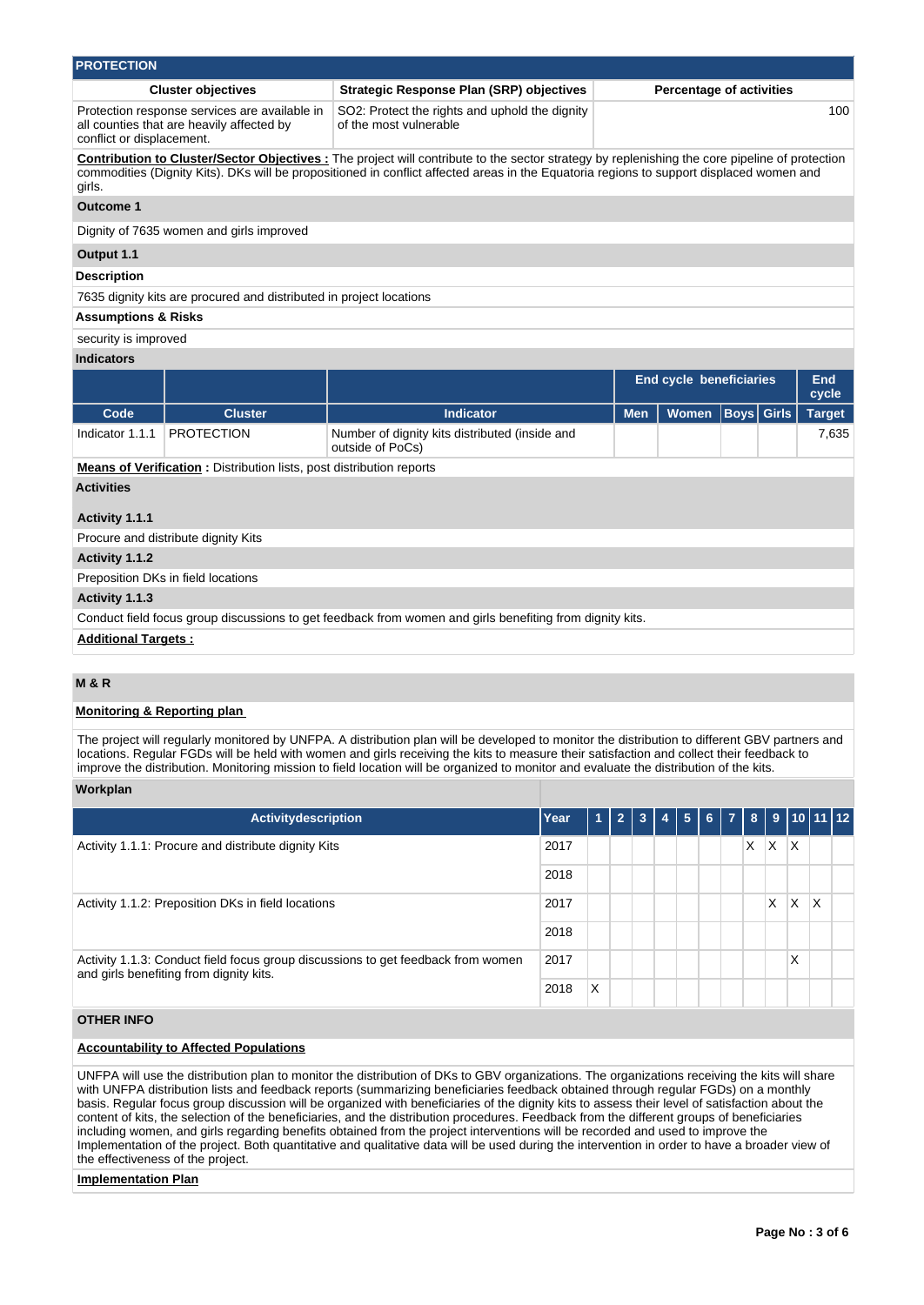## PROTECTION

| Cluster objectives | Strategic Response Plan (SRP) objectives | Percentage of activities |
|---|---|---|
| Protection response services are available in all counties that are heavily affected by conflict or displacement. | SO2: Protect the rights and uphold the dignity of the most vulnerable | 100 |

**Contribution to Cluster/Sector Objectives :** The project will contribute to the sector strategy by replenishing the core pipeline of protection commodities (Dignity Kits). DKs will be propositioned in conflict affected areas in the Equatoria regions to support displaced women and girls.

**Outcome 1**

Dignity of 7635 women and girls improved

**Output 1.1**

**Description**

7635 dignity kits are procured and distributed in project locations

**Assumptions & Risks**

security is improved

**Indicators**

| | | | End cycle beneficiaries | | | | End cycle |
|---|---|---|---|---|---|---|---|
| **Code** | **Cluster** | **Indicator** | **Men** | **Women** | **Boys** | **Girls** | **Target** |
| Indicator 1.1.1 | PROTECTION | Number of dignity kits distributed (inside and outside of PoCs) | | | | | 7,635 |

**Means of Verification :** Distribution lists, post distribution reports

**Activities**

**Activity 1.1.1**

Procure and distribute dignity Kits

**Activity 1.1.2**

Preposition DKs in field locations

**Activity 1.1.3**

Conduct field focus group discussions to get feedback from women and girls benefiting from dignity kits.

**Additional Targets :**

## M & R

**Monitoring & Reporting plan**

The project will regularly monitored by UNFPA. A distribution plan will be developed to monitor the distribution to different GBV partners and locations. Regular FGDs will be held with women and girls receiving the kits to measure their satisfaction and collect their feedback to improve the distribution. Monitoring mission to field location will be organized to monitor and evaluate the distribution of the kits.

**Workplan**

| Activitydescription | Year | 1 | 2 | 3 | 4 | 5 | 6 | 7 | 8 | 9 | 10 | 11 | 12 |
|---|---|---|---|---|---|---|---|---|---|---|---|---|---|
| Activity 1.1.1: Procure and distribute dignity Kits | 2017 | | | | | | | | X | X | X | | |
| | 2018 | | | | | | | | | | | | |
| Activity 1.1.2: Preposition DKs in field locations | 2017 | | | | | | | | | X | X | X | |
| | 2018 | | | | | | | | | | | | |
| Activity 1.1.3: Conduct field focus group discussions to get feedback from women and girls benefiting from dignity kits. | 2017 | | | | | | | | | | X | | |
| | 2018 | X | | | | | | | | | | | |

## OTHER INFO

**Accountability to Affected Populations**

UNFPA will use the distribution plan to monitor the distribution of DKs to GBV organizations. The organizations receiving the kits will share with UNFPA distribution lists and feedback reports (summarizing beneficiaries feedback obtained through regular FGDs) on a monthly basis. Regular focus group discussion will be organized with beneficiaries of the dignity kits to assess their level of satisfaction about the content of kits, the selection of the beneficiaries, and the distribution procedures. Feedback from the different groups of beneficiaries including women, and girls regarding benefits obtained from the project interventions will be recorded and used to improve the Implementation of the project. Both quantitative and qualitative data will be used during the intervention in order to have a broader view of the effectiveness of the project.

**Implementation Plan**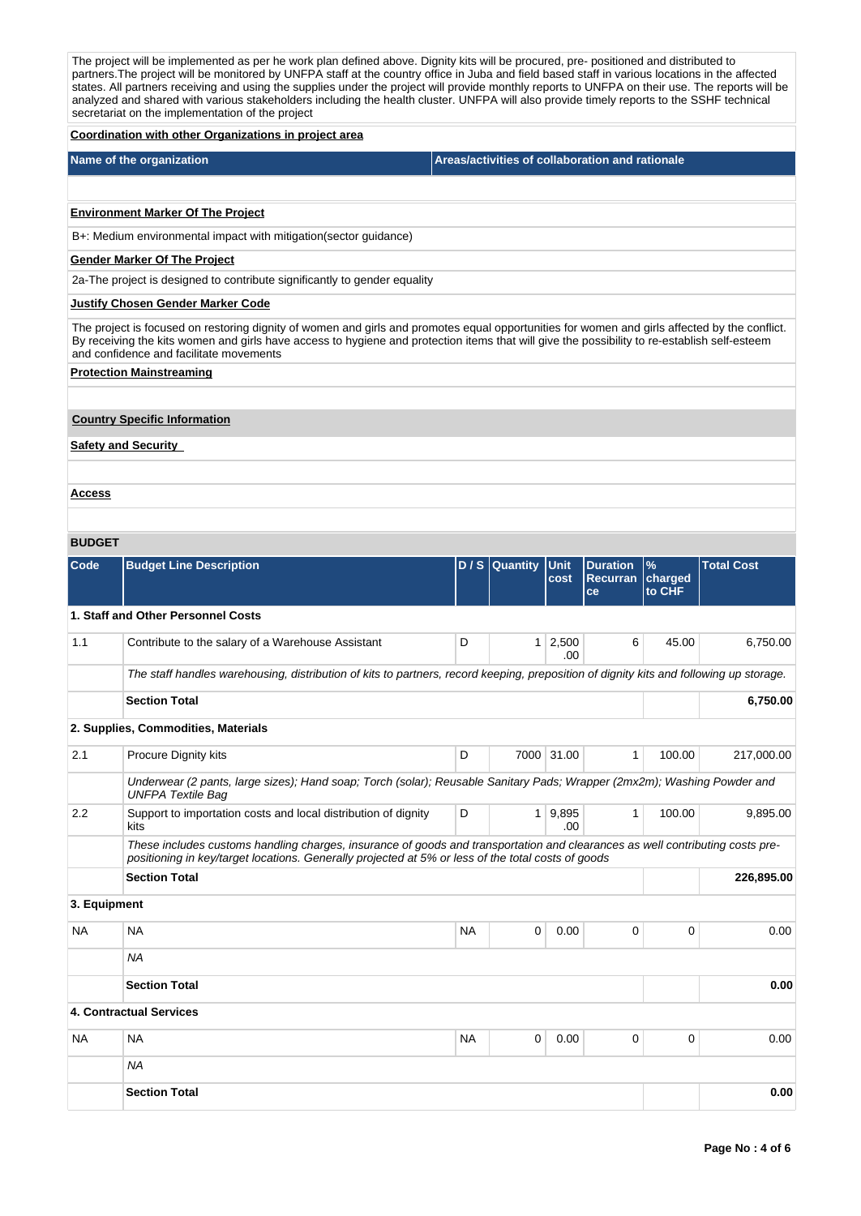The project will be implemented as per he work plan defined above. Dignity kits will be procured, pre- positioned and distributed to partners.The project will be monitored by UNFPA staff at the country office in Juba and field based staff in various locations in the affected states. All partners receiving and using the supplies under the project will provide monthly reports to UNFPA on their use. The reports will be analyzed and shared with various stakeholders including the health cluster. UNFPA will also provide timely reports to the SSHF technical secretariat on the implementation of the project

**Coordination with other Organizations in project area**

| Name of the organization | Areas/activities of collaboration and rationale |
|---|---|
| | |

**Environment Marker Of The Project**

B+: Medium environmental impact with mitigation(sector guidance)

**Gender Marker Of The Project**

2a-The project is designed to contribute significantly to gender equality

**Justify Chosen Gender Marker Code**

The project is focused on restoring dignity of women and girls and promotes equal opportunities for women and girls affected by the conflict. By receiving the kits women and girls have access to hygiene and protection items that will give the possibility to re-establish self-esteem and confidence and facilitate movements

**Protection Mainstreaming**

**Country Specific Information**

**Safety and Security**

**Access**

## BUDGET

| Code | Budget Line Description | D / S | Quantity | Unit cost | Duration Recurrance | % charged to CHF | Total Cost |
|---|---|---|---|---|---|---|---|
| **1. Staff and Other Personnel Costs** | | | | | | | |
| 1.1 | Contribute to the salary of a Warehouse Assistant | D | 1 | 2,500.00 | 6 | 45.00 | 6,750.00 |
| | *The staff handles warehousing, distribution of kits to partners, record keeping, preposition of dignity kits and following up storage.* | | | | | | |
| | **Section Total** | | | | | | **6,750.00** |
| **2. Supplies, Commodities, Materials** | | | | | | | |
| 2.1 | Procure Dignity kits | D | 7000 | 31.00 | 1 | 100.00 | 217,000.00 |
| | *Underwear (2 pants, large sizes); Hand soap; Torch (solar); Reusable Sanitary Pads; Wrapper (2mx2m); Washing Powder and UNFPA Textile Bag* | | | | | | |
| 2.2 | Support to importation costs and local distribution of dignity kits | D | 1 | 9,895.00 | 1 | 100.00 | 9,895.00 |
| | *These includes customs handling charges, insurance of goods and transportation and clearances as well contributing costs pre-positioning in key/target locations. Generally projected at 5% or less of the total costs of goods* | | | | | | |
| | **Section Total** | | | | | | **226,895.00** |
| **3. Equipment** | | | | | | | |
| NA | NA | NA | 0 | 0.00 | 0 | 0 | 0.00 |
| | *NA* | | | | | | |
| | **Section Total** | | | | | | **0.00** |
| **4. Contractual Services** | | | | | | | |
| NA | NA | NA | 0 | 0.00 | 0 | 0 | 0.00 |
| | *NA* | | | | | | |
| | **Section Total** | | | | | | **0.00** |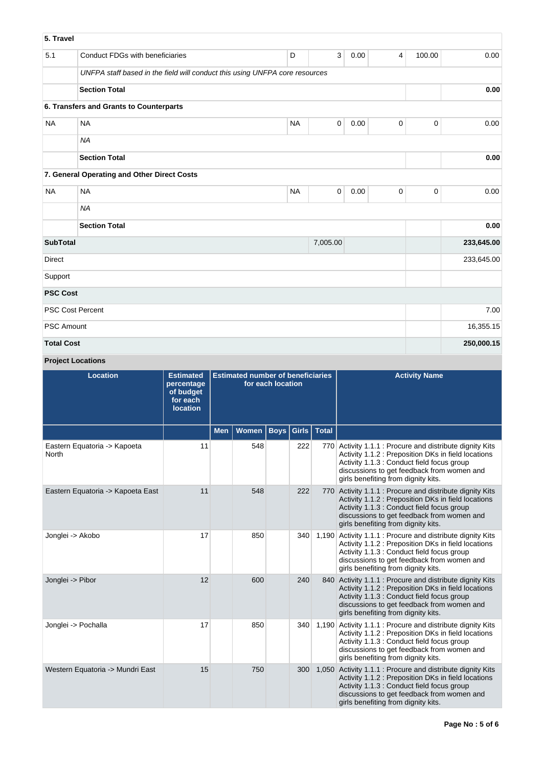| | | | | | | | |
|---|---|---|---|---|---|---|---|
| **5. Travel** | | | | | | | |
| 5.1 | Conduct FDGs with beneficiaries | D | 3 | 0.00 | 4 | 100.00 | 0.00 |
| | *UNFPA staff based in the field will conduct this using UNFPA core resources* | | | | | | |
| | **Section Total** | | | | | | **0.00** |
| **6. Transfers and Grants to Counterparts** | | | | | | | |
| NA | NA | NA | 0 | 0.00 | 0 | 0 | 0.00 |
| | *NA* | | | | | | |
| | **Section Total** | | | | | | **0.00** |
| **7. General Operating and Other Direct Costs** | | | | | | | |
| NA | NA | NA | 0 | 0.00 | 0 | 0 | 0.00 |
| | *NA* | | | | | | |
| | **Section Total** | | | | | | **0.00** |
| **SubTotal** | | | 7,005.00 | | | | **233,645.00** |
| Direct | | | | | | | 233,645.00 |
| Support | | | | | | | |
| **PSC Cost** | | | | | | | |
| PSC Cost Percent | | | | | | | 7.00 |
| PSC Amount | | | | | | | 16,355.15 |
| **Total Cost** | | | | | | | **250,000.15** |

**Project Locations**

| Location | Estimated percentage of budget for each location | Estimated number of beneficiaries for each location | | | | | Activity Name |
|---|---|---|---|---|---|---|---|
| | | Men | Women | Boys | Girls | Total | |
| Eastern Equatoria -> Kapoeta North | 11 | | 548 | | 222 | 770 | Activity 1.1.1 : Procure and distribute dignity Kits<br>Activity 1.1.2 : Preposition DKs in field locations<br>Activity 1.1.3 : Conduct field focus group discussions to get feedback from women and girls benefiting from dignity kits. |
| Eastern Equatoria -> Kapoeta East | 11 | | 548 | | 222 | 770 | Activity 1.1.1 : Procure and distribute dignity Kits<br>Activity 1.1.2 : Preposition DKs in field locations<br>Activity 1.1.3 : Conduct field focus group discussions to get feedback from women and girls benefiting from dignity kits. |
| Jonglei -> Akobo | 17 | | 850 | | 340 | 1,190 | Activity 1.1.1 : Procure and distribute dignity Kits<br>Activity 1.1.2 : Preposition DKs in field locations<br>Activity 1.1.3 : Conduct field focus group discussions to get feedback from women and girls benefiting from dignity kits. |
| Jonglei -> Pibor | 12 | | 600 | | 240 | 840 | Activity 1.1.1 : Procure and distribute dignity Kits<br>Activity 1.1.2 : Preposition DKs in field locations<br>Activity 1.1.3 : Conduct field focus group discussions to get feedback from women and girls benefiting from dignity kits. |
| Jonglei -> Pochalla | 17 | | 850 | | 340 | 1,190 | Activity 1.1.1 : Procure and distribute dignity Kits<br>Activity 1.1.2 : Preposition DKs in field locations<br>Activity 1.1.3 : Conduct field focus group discussions to get feedback from women and girls benefiting from dignity kits. |
| Western Equatoria -> Mundri East | 15 | | 750 | | 300 | 1,050 | Activity 1.1.1 : Procure and distribute dignity Kits<br>Activity 1.1.2 : Preposition DKs in field locations<br>Activity 1.1.3 : Conduct field focus group discussions to get feedback from women and girls benefiting from dignity kits. |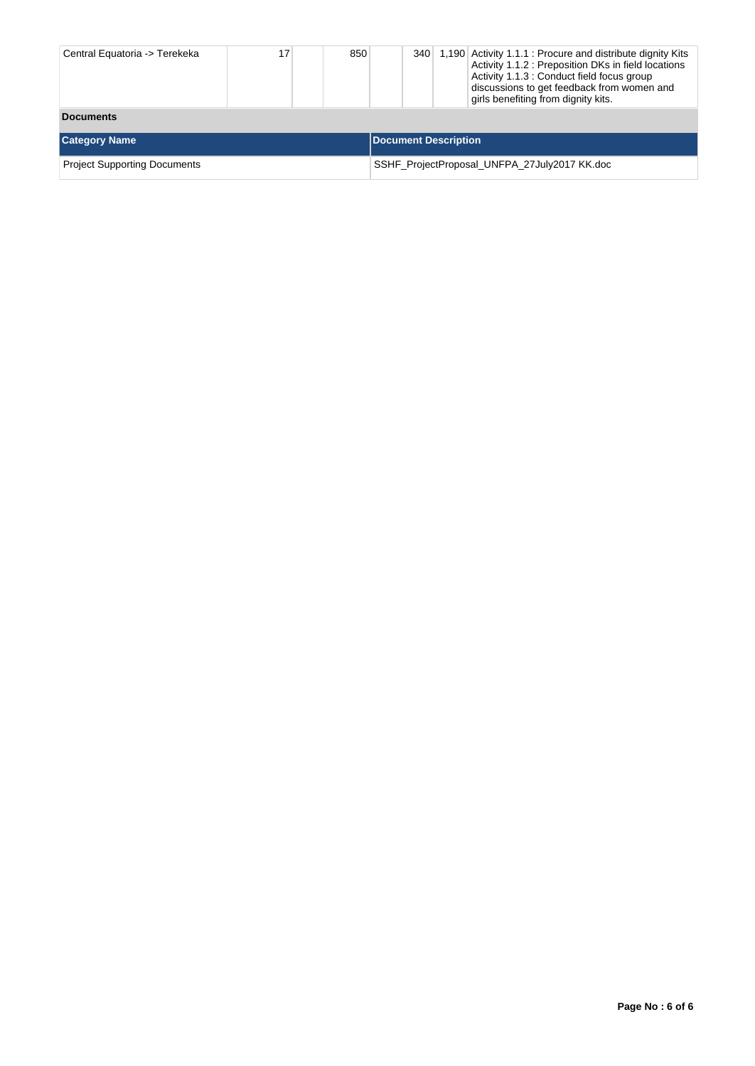| | | | | | | | |
|---|---|---|---|---|---|---|---|
| Central Equatoria -> Terekeka | 17 | | 850 | | 340 | 1,190 | Activity 1.1.1 : Procure and distribute dignity Kits<br>Activity 1.1.2 : Preposition DKs in field locations<br>Activity 1.1.3 : Conduct field focus group discussions to get feedback from women and girls benefiting from dignity kits. |

**Documents**

| Category Name | Document Description |
|---|---|
| Project Supporting Documents | SSHF_ProjectProposal_UNFPA_27July2017 KK.doc |